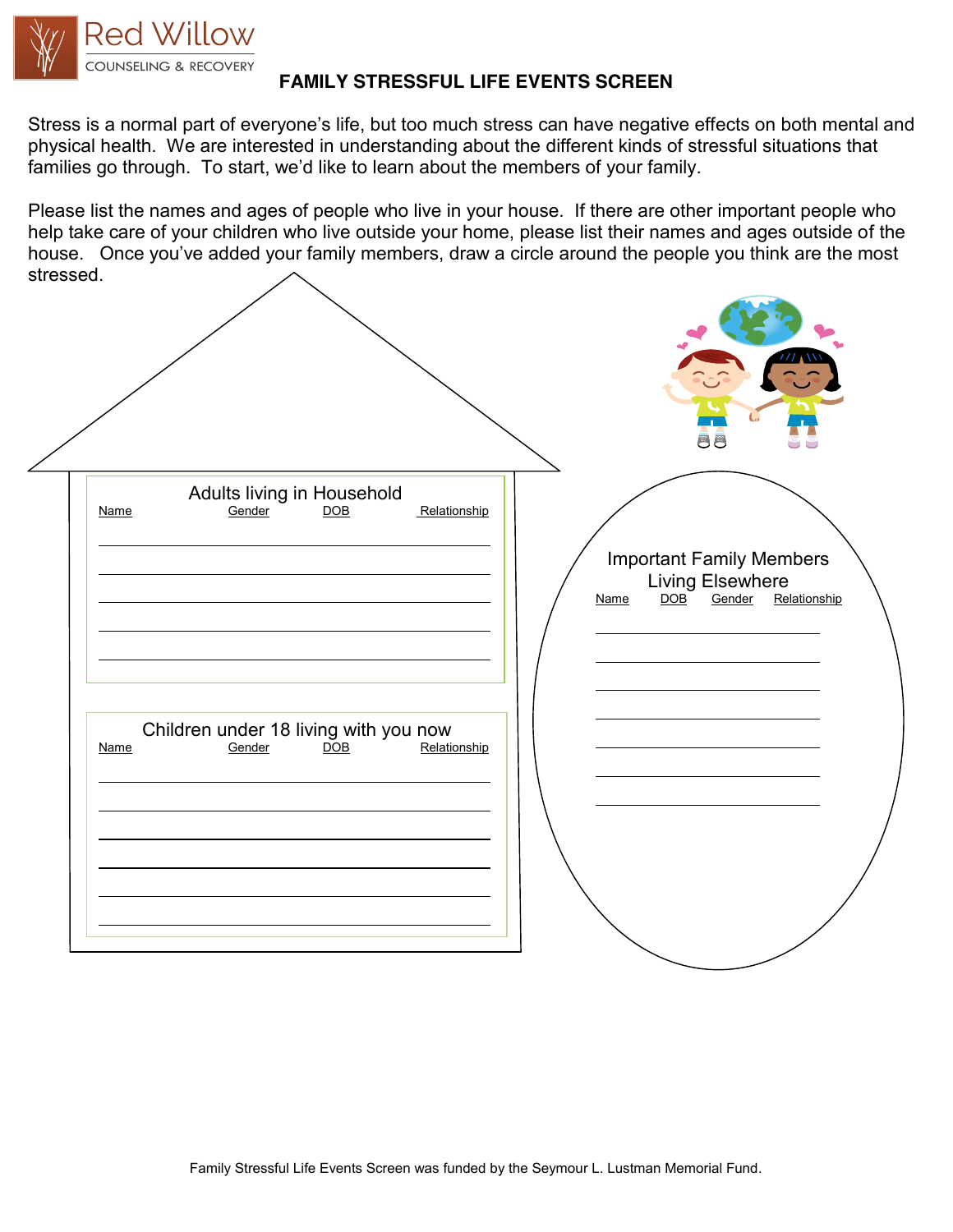Red Willow
COUNSELING & RECOVERY

# FAMILY STRESSFUL LIFE EVENTS SCREEN

Stress is a normal part of everyone's life, but too much stress can have negative effects on both mental and physical health. We are interested in understanding about the different kinds of stressful situations that families go through. To start, we'd like to learn about the members of your family.

Please list the names and ages of people who live in your house. If there are other important people who help take care of your children who live outside your home, please list their names and ages outside of the house. Once you've added your family members, draw a circle around the people you think are the most stressed.

## Adults living in Household

| Name | Gender | DOB | Relationship |
|---|---|---|---|
| | | | |
| | | | |
| | | | |
| | | | |
| | | | |

## Children under 18 living with you now

| Name | Gender | DOB | Relationship |
|---|---|---|---|
| | | | |
| | | | |
| | | | |
| | | | |
| | | | |
| | | | |

## Important Family Members Living Elsewhere

| Name | DOB | Gender | Relationship |
|---|---|---|---|
| | | | |
| | | | |
| | | | |
| | | | |
| | | | |
| | | | |
| | | | |

Family Stressful Life Events Screen was funded by the Seymour L. Lustman Memorial Fund.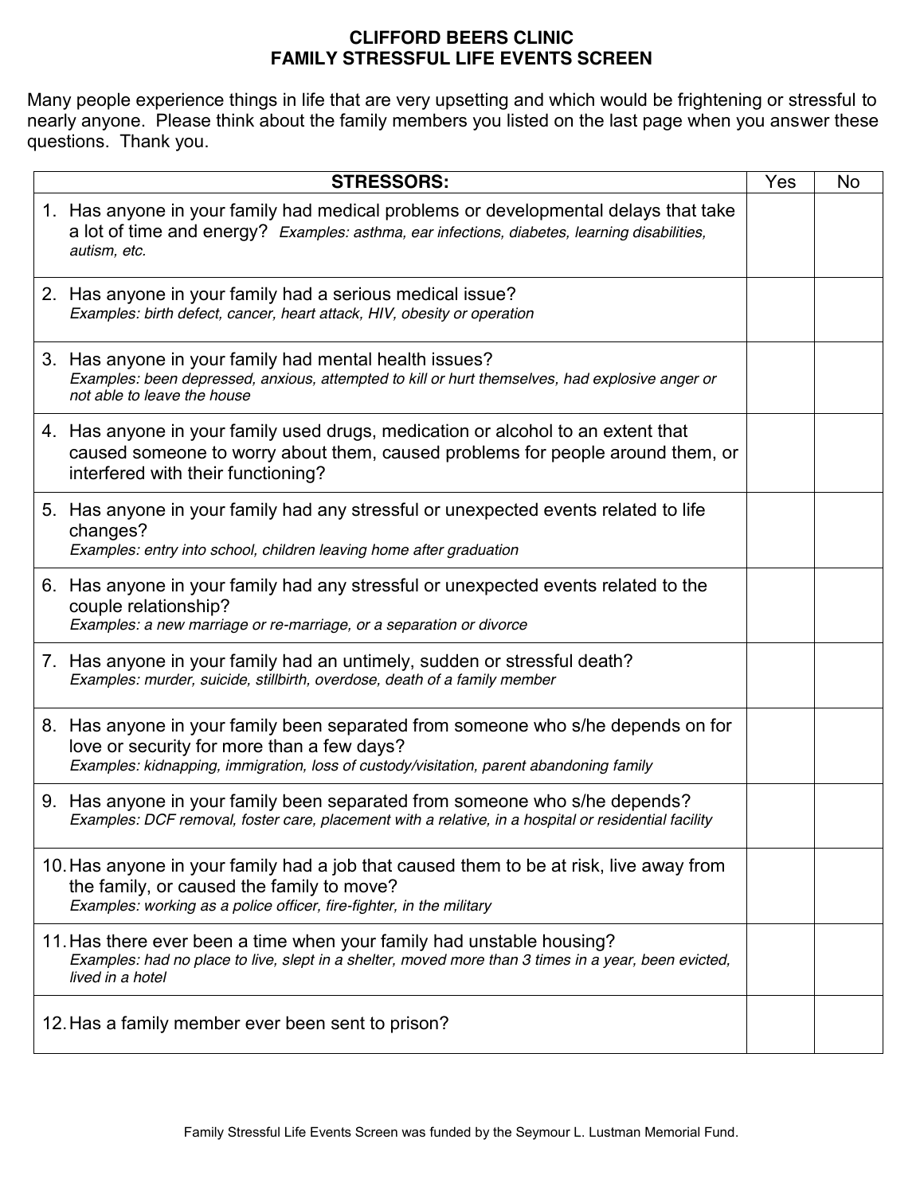# CLIFFORD BEERS CLINIC
## FAMILY STRESSFUL LIFE EVENTS SCREEN

Many people experience things in life that are very upsetting and which would be frightening or stressful to nearly anyone. Please think about the family members you listed on the last page when you answer these questions. Thank you.

| **STRESSORS:** | Yes | No |
|---|---|---|
| 1. Has anyone in your family had medical problems or developmental delays that take a lot of time and energy? *Examples: asthma, ear infections, diabetes, learning disabilities, autism, etc.* | | |
| 2. Has anyone in your family had a serious medical issue? *Examples: birth defect, cancer, heart attack, HIV, obesity or operation* | | |
| 3. Has anyone in your family had mental health issues? *Examples: been depressed, anxious, attempted to kill or hurt themselves, had explosive anger or not able to leave the house* | | |
| 4. Has anyone in your family used drugs, medication or alcohol to an extent that caused someone to worry about them, caused problems for people around them, or interfered with their functioning? | | |
| 5. Has anyone in your family had any stressful or unexpected events related to life changes? *Examples: entry into school, children leaving home after graduation* | | |
| 6. Has anyone in your family had any stressful or unexpected events related to the couple relationship? *Examples: a new marriage or re-marriage, or a separation or divorce* | | |
| 7. Has anyone in your family had an untimely, sudden or stressful death? *Examples: murder, suicide, stillbirth, overdose, death of a family member* | | |
| 8. Has anyone in your family been separated from someone who s/he depends on for love or security for more than a few days? *Examples: kidnapping, immigration, loss of custody/visitation, parent abandoning family* | | |
| 9. Has anyone in your family been separated from someone who s/he depends? *Examples: DCF removal, foster care, placement with a relative, in a hospital or residential facility* | | |
| 10. Has anyone in your family had a job that caused them to be at risk, live away from the family, or caused the family to move? *Examples: working as a police officer, fire-fighter, in the military* | | |
| 11. Has there ever been a time when your family had unstable housing? *Examples: had no place to live, slept in a shelter, moved more than 3 times in a year, been evicted, lived in a hotel* | | |
| 12. Has a family member ever been sent to prison? | | |

Family Stressful Life Events Screen was funded by the Seymour L. Lustman Memorial Fund.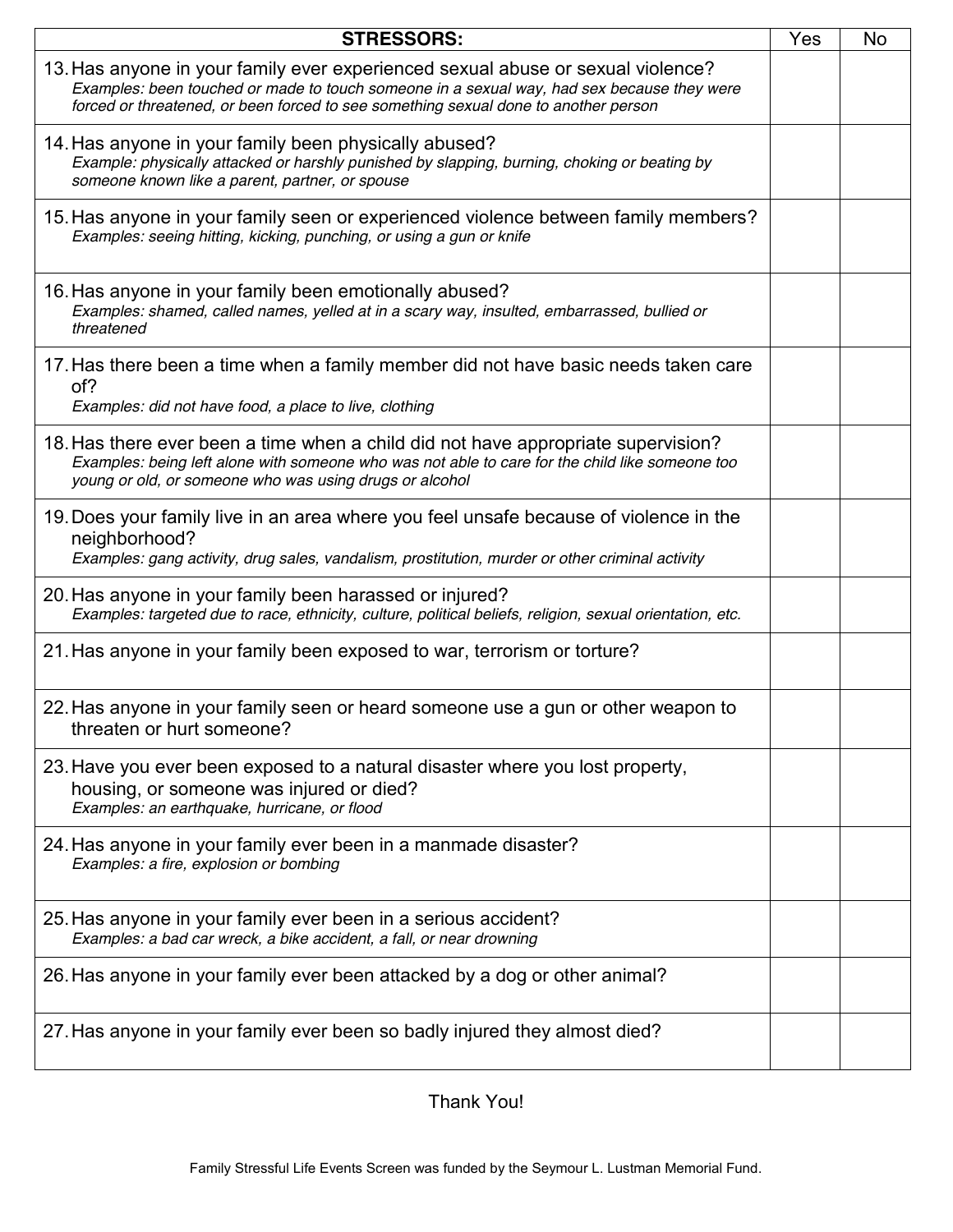| STRESSORS: | Yes | No |
| --- | --- | --- |
| 13. Has anyone in your family ever experienced sexual abuse or sexual violence?<br>*Examples: been touched or made to touch someone in a sexual way, had sex because they were forced or threatened, or been forced to see something sexual done to another person* | | |
| 14. Has anyone in your family been physically abused?<br>*Example: physically attacked or harshly punished by slapping, burning, choking or beating by someone known like a parent, partner, or spouse* | | |
| 15. Has anyone in your family seen or experienced violence between family members?<br>*Examples: seeing hitting, kicking, punching, or using a gun or knife* | | |
| 16. Has anyone in your family been emotionally abused?<br>*Examples: shamed, called names, yelled at in a scary way, insulted, embarrassed, bullied or threatened* | | |
| 17. Has there been a time when a family member did not have basic needs taken care of?<br>*Examples: did not have food, a place to live, clothing* | | |
| 18. Has there ever been a time when a child did not have appropriate supervision?<br>*Examples: being left alone with someone who was not able to care for the child like someone too young or old, or someone who was using drugs or alcohol* | | |
| 19. Does your family live in an area where you feel unsafe because of violence in the neighborhood?<br>*Examples: gang activity, drug sales, vandalism, prostitution, murder or other criminal activity* | | |
| 20. Has anyone in your family been harassed or injured?<br>*Examples: targeted due to race, ethnicity, culture, political beliefs, religion, sexual orientation, etc.* | | |
| 21. Has anyone in your family been exposed to war, terrorism or torture? | | |
| 22. Has anyone in your family seen or heard someone use a gun or other weapon to threaten or hurt someone? | | |
| 23. Have you ever been exposed to a natural disaster where you lost property, housing, or someone was injured or died?<br>*Examples: an earthquake, hurricane, or flood* | | |
| 24. Has anyone in your family ever been in a manmade disaster?<br>*Examples: a fire, explosion or bombing* | | |
| 25. Has anyone in your family ever been in a serious accident?<br>*Examples: a bad car wreck, a bike accident, a fall, or near drowning* | | |
| 26. Has anyone in your family ever been attacked by a dog or other animal? | | |
| 27. Has anyone in your family ever been so badly injured they almost died? | | |

Thank You!

Family Stressful Life Events Screen was funded by the Seymour L. Lustman Memorial Fund.